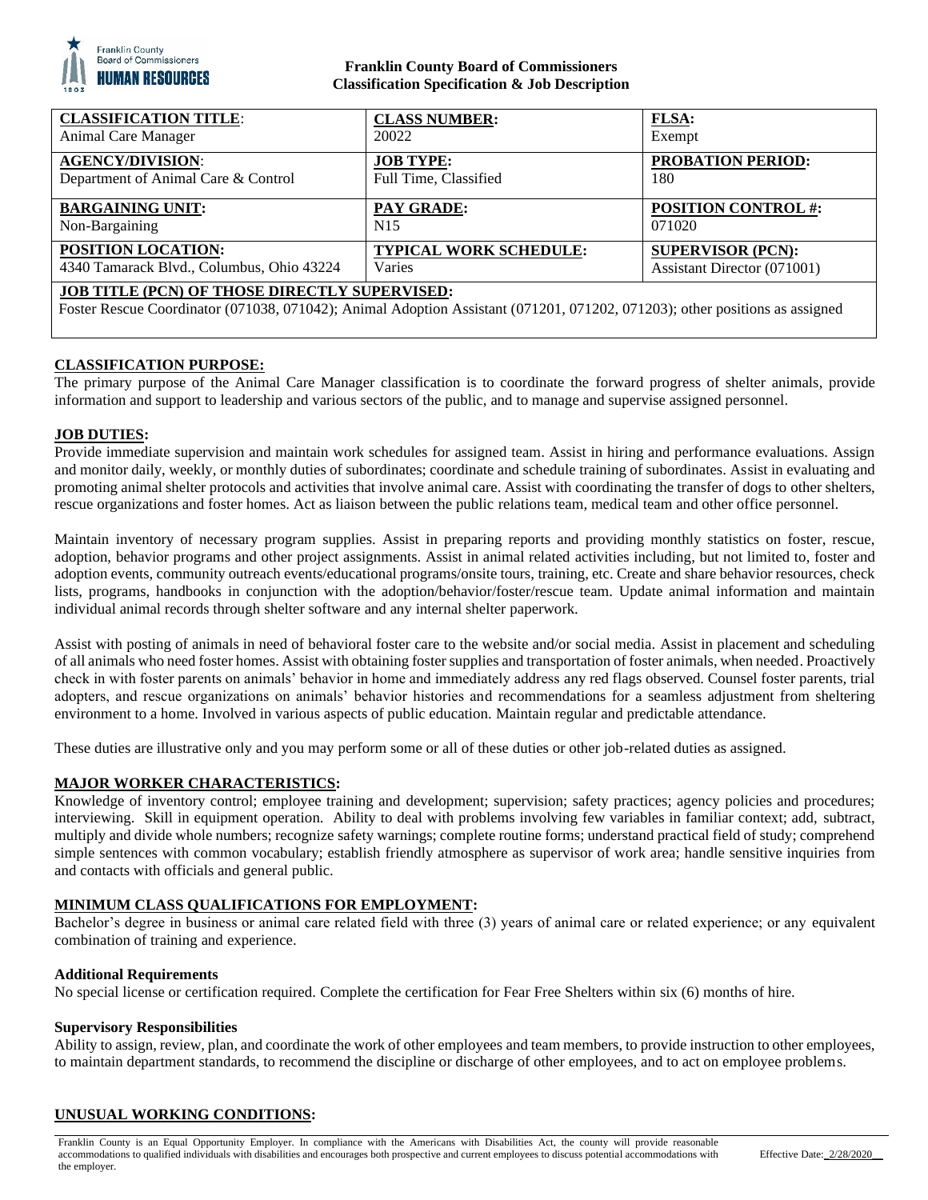**Franklin County Board of Commissioners**
**Classification Specification & Job Description**

| **CLASSIFICATION TITLE**: | **CLASS NUMBER:** | **FLSA:** |
|---|---|---|
| Animal Care Manager | 20022 | Exempt |
| **AGENCY/DIVISION**: | **JOB TYPE:** | **PROBATION PERIOD:** |
| Department of Animal Care & Control | Full Time, Classified | 180 |
| **BARGAINING UNIT:** | **PAY GRADE:** | **POSITION CONTROL #:** |
| Non-Bargaining | N15 | 071020 |
| **POSITION LOCATION:** | **TYPICAL WORK SCHEDULE:** | **SUPERVISOR (PCN):** |
| 4340 Tamarack Blvd., Columbus, Ohio 43224 | Varies | Assistant Director (071001) |

**JOB TITLE (PCN) OF THOSE DIRECTLY SUPERVISED:**
Foster Rescue Coordinator (071038, 071042); Animal Adoption Assistant (071201, 071202, 071203); other positions as assigned

## CLASSIFICATION PURPOSE:

The primary purpose of the Animal Care Manager classification is to coordinate the forward progress of shelter animals, provide information and support to leadership and various sectors of the public, and to manage and supervise assigned personnel.

## JOB DUTIES:

Provide immediate supervision and maintain work schedules for assigned team. Assist in hiring and performance evaluations. Assign and monitor daily, weekly, or monthly duties of subordinates; coordinate and schedule training of subordinates. Assist in evaluating and promoting animal shelter protocols and activities that involve animal care. Assist with coordinating the transfer of dogs to other shelters, rescue organizations and foster homes. Act as liaison between the public relations team, medical team and other office personnel.

Maintain inventory of necessary program supplies. Assist in preparing reports and providing monthly statistics on foster, rescue, adoption, behavior programs and other project assignments. Assist in animal related activities including, but not limited to, foster and adoption events, community outreach events/educational programs/onsite tours, training, etc. Create and share behavior resources, check lists, programs, handbooks in conjunction with the adoption/behavior/foster/rescue team. Update animal information and maintain individual animal records through shelter software and any internal shelter paperwork.

Assist with posting of animals in need of behavioral foster care to the website and/or social media. Assist in placement and scheduling of all animals who need foster homes. Assist with obtaining foster supplies and transportation of foster animals, when needed. Proactively check in with foster parents on animals' behavior in home and immediately address any red flags observed. Counsel foster parents, trial adopters, and rescue organizations on animals' behavior histories and recommendations for a seamless adjustment from sheltering environment to a home. Involved in various aspects of public education. Maintain regular and predictable attendance.

These duties are illustrative only and you may perform some or all of these duties or other job-related duties as assigned.

## MAJOR WORKER CHARACTERISTICS:

Knowledge of inventory control; employee training and development; supervision; safety practices; agency policies and procedures; interviewing. Skill in equipment operation. Ability to deal with problems involving few variables in familiar context; add, subtract, multiply and divide whole numbers; recognize safety warnings; complete routine forms; understand practical field of study; comprehend simple sentences with common vocabulary; establish friendly atmosphere as supervisor of work area; handle sensitive inquiries from and contacts with officials and general public.

## MINIMUM CLASS QUALIFICATIONS FOR EMPLOYMENT:

Bachelor's degree in business or animal care related field with three (3) years of animal care or related experience; or any equivalent combination of training and experience.

### Additional Requirements

No special license or certification required. Complete the certification for Fear Free Shelters within six (6) months of hire.

### Supervisory Responsibilities

Ability to assign, review, plan, and coordinate the work of other employees and team members, to provide instruction to other employees, to maintain department standards, to recommend the discipline or discharge of other employees, and to act on employee problems.

## UNUSUAL WORKING CONDITIONS:

Franklin County is an Equal Opportunity Employer. In compliance with the Americans with Disabilities Act, the county will provide reasonable accommodations to qualified individuals with disabilities and encourages both prospective and current employees to discuss potential accommodations with the employer.

Effective Date: 2/28/2020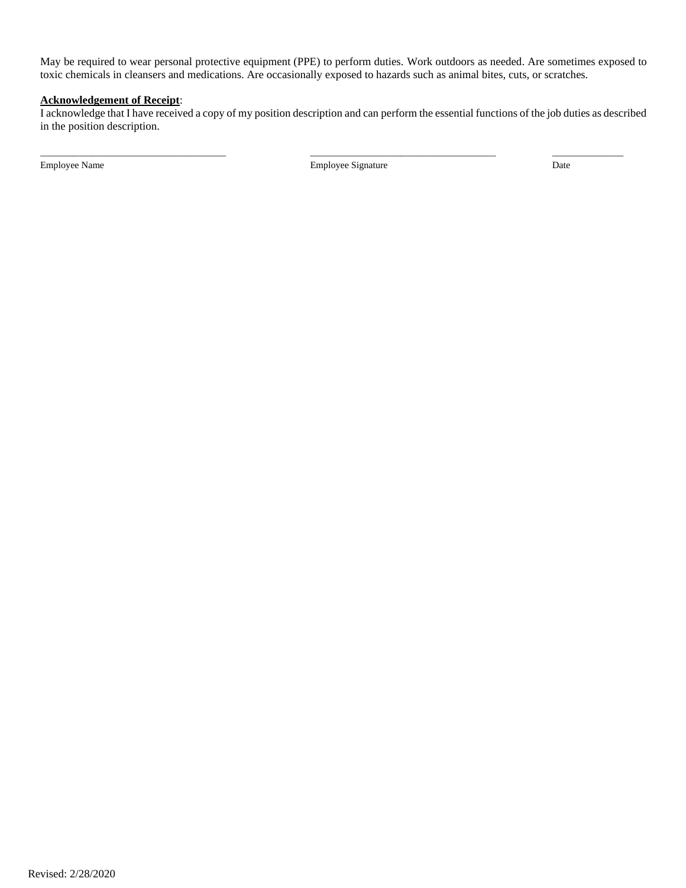May be required to wear personal protective equipment (PPE) to perform duties. Work outdoors as needed. Are sometimes exposed to toxic chemicals in cleansers and medications. Are occasionally exposed to hazards such as animal bites, cuts, or scratches.

**Acknowledgement of Receipt**:
I acknowledge that I have received a copy of my position description and can perform the essential functions of the job duties as described in the position description.

| | | |
|---|---|---|
| ____________________________________ | ____________________________________ | ______________ |
| Employee Name | Employee Signature | Date |

Revised: 2/28/2020